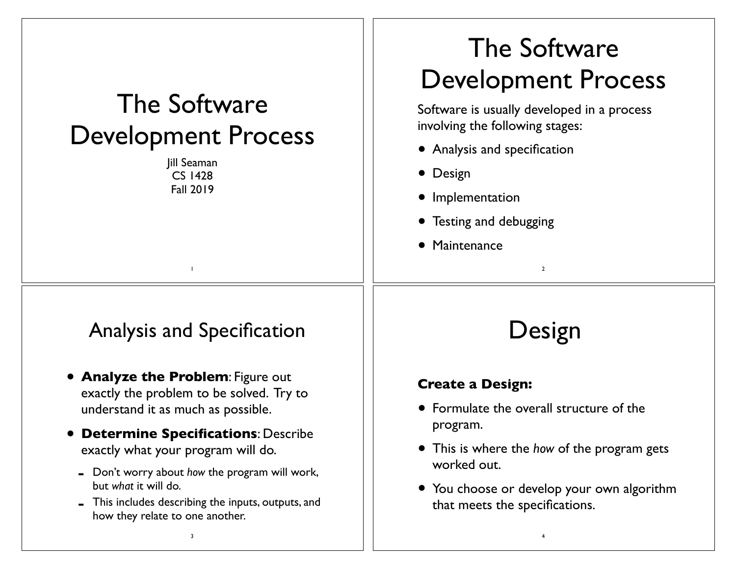# The Software Development Process

Jill Seaman
CS 1428
Fall 2019

# The Software Development Process

Software is usually developed in a process involving the following stages:

- Analysis and specification
- Design
- Implementation
- Testing and debugging
- Maintenance

## Analysis and Specification

- **Analyze the Problem**: Figure out exactly the problem to be solved. Try to understand it as much as possible.
- **Determine Specifications**: Describe exactly what your program will do.
  - Don't worry about *how* the program will work, but *what* it will do.
  - This includes describing the inputs, outputs, and how they relate to one another.

# Design

**Create a Design:**

- Formulate the overall structure of the program.
- This is where the *how* of the program gets worked out.
- You choose or develop your own algorithm that meets the specifications.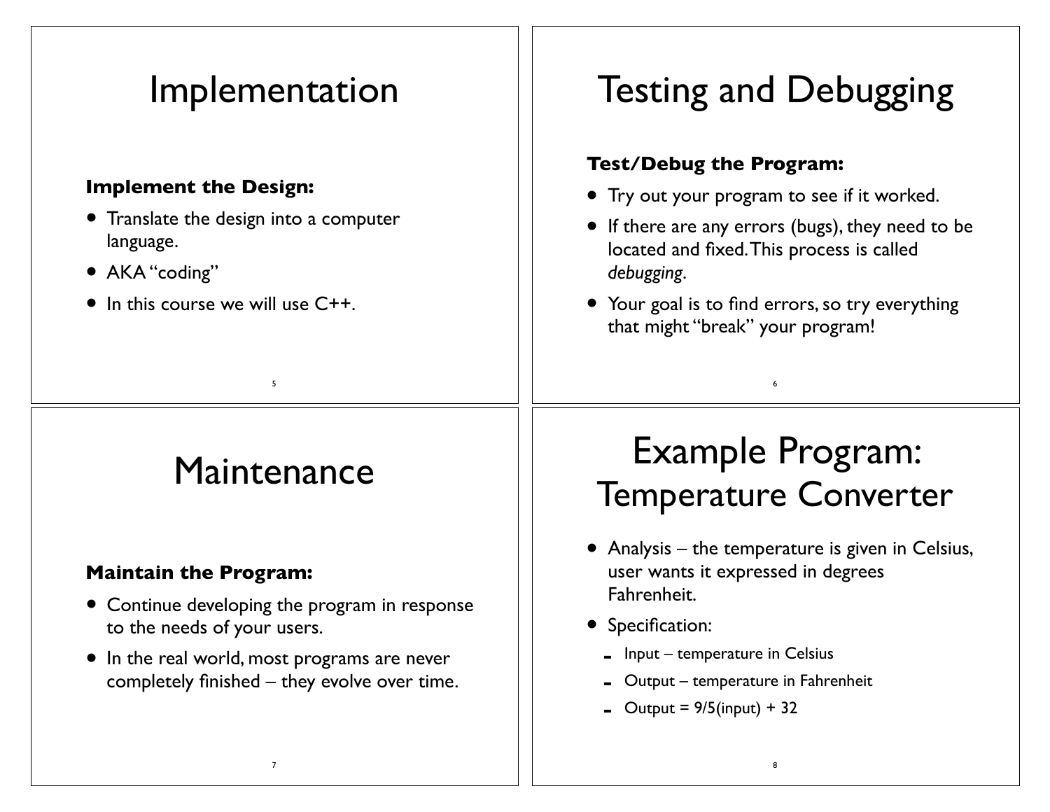# Implementation

**Implement the Design:**

- Translate the design into a computer language.
- AKA "coding"
- In this course we will use C++.

# Testing and Debugging

**Test/Debug the Program:**

- Try out your program to see if it worked.
- If there are any errors (bugs), they need to be located and fixed. This process is called *debugging*.
- Your goal is to find errors, so try everything that might "break" your program!

# Maintenance

**Maintain the Program:**

- Continue developing the program in response to the needs of your users.
- In the real world, most programs are never completely finished – they evolve over time.

# Example Program: Temperature Converter

- Analysis – the temperature is given in Celsius, user wants it expressed in degrees Fahrenheit.
- Specification:
  - Input – temperature in Celsius
  - Output – temperature in Fahrenheit
  - Output = 9/5(input) + 32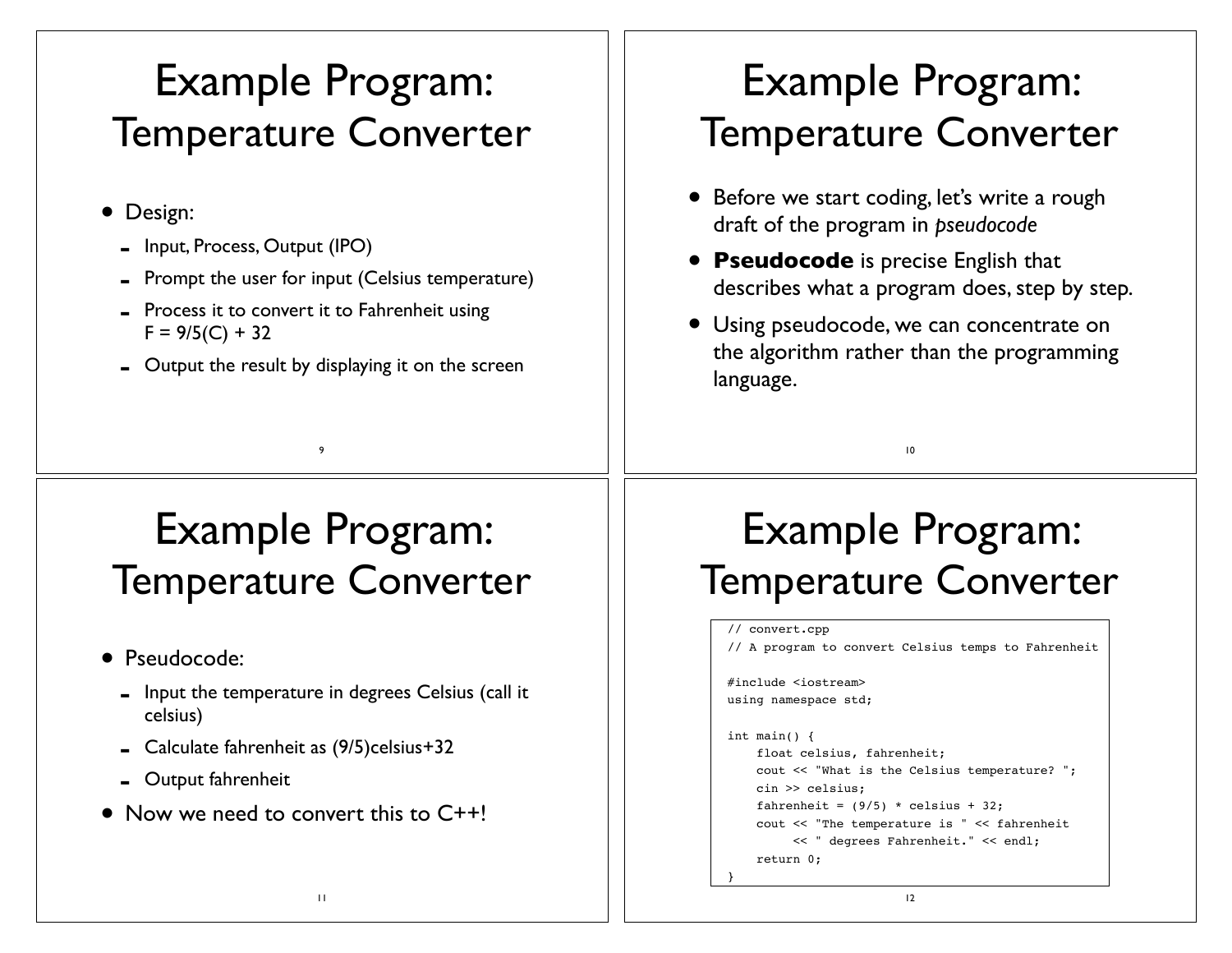# Example Program: Temperature Converter

- Design:
  - Input, Process, Output (IPO)
  - Prompt the user for input (Celsius temperature)
  - Process it to convert it to Fahrenheit using $F = 9/5(C) + 32$
  - Output the result by displaying it on the screen

# Example Program: Temperature Converter

- Before we start coding, let's write a rough draft of the program in *pseudocode*
- **Pseudocode** is precise English that describes what a program does, step by step.
- Using pseudocode, we can concentrate on the algorithm rather than the programming language.

# Example Program: Temperature Converter

- Pseudocode:
  - Input the temperature in degrees Celsius (call it celsius)
  - Calculate fahrenheit as (9/5)celsius+32
  - Output fahrenheit
- Now we need to convert this to C++!

# Example Program: Temperature Converter

```
// convert.cpp
// A program to convert Celsius temps to Fahrenheit

#include <iostream>
using namespace std;

int main() {
    float celsius, fahrenheit;
    cout << "What is the Celsius temperature? ";
    cin >> celsius;
    fahrenheit = (9/5) * celsius + 32;
    cout << "The temperature is " << fahrenheit
         << " degrees Fahrenheit." << endl;
    return 0;
}
```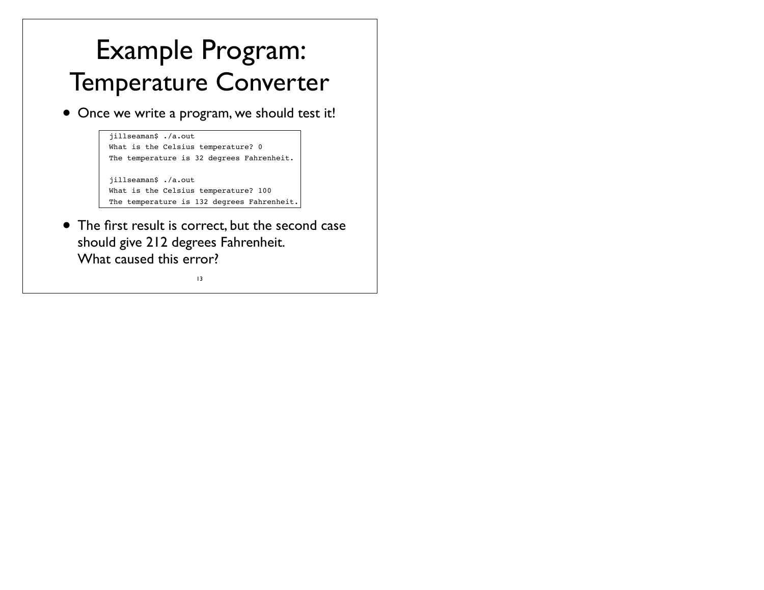# Example Program: Temperature Converter

- Once we write a program, we should test it!

```
jillseaman$ ./a.out
What is the Celsius temperature? 0
The temperature is 32 degrees Fahrenheit.

jillseaman$ ./a.out
What is the Celsius temperature? 100
The temperature is 132 degrees Fahrenheit.
```

- The first result is correct, but the second case should give 212 degrees Fahrenheit.
  What caused this error?